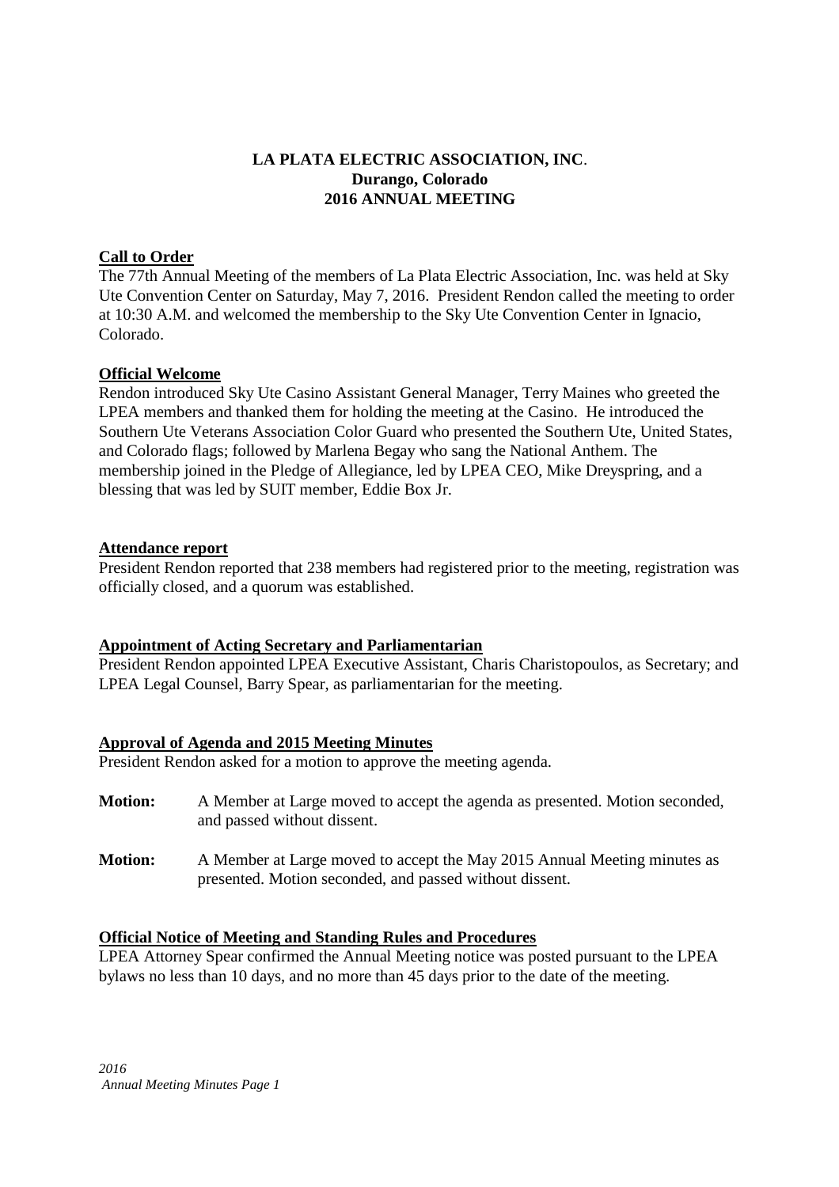# LA PLATA ELECTRIC ASSOCIATION, INC.
## Durango, Colorado
## 2016 ANNUAL MEETING

**Call to Order**

The 77th Annual Meeting of the members of La Plata Electric Association, Inc. was held at Sky Ute Convention Center on Saturday, May 7, 2016. President Rendon called the meeting to order at 10:30 A.M. and welcomed the membership to the Sky Ute Convention Center in Ignacio, Colorado.

**Official Welcome**

Rendon introduced Sky Ute Casino Assistant General Manager, Terry Maines who greeted the LPEA members and thanked them for holding the meeting at the Casino. He introduced the Southern Ute Veterans Association Color Guard who presented the Southern Ute, United States, and Colorado flags; followed by Marlena Begay who sang the National Anthem. The membership joined in the Pledge of Allegiance, led by LPEA CEO, Mike Dreyspring, and a blessing that was led by SUIT member, Eddie Box Jr.

**Attendance report**

President Rendon reported that 238 members had registered prior to the meeting, registration was officially closed, and a quorum was established.

**Appointment of Acting Secretary and Parliamentarian**

President Rendon appointed LPEA Executive Assistant, Charis Charistopoulos, as Secretary; and LPEA Legal Counsel, Barry Spear, as parliamentarian for the meeting.

**Approval of Agenda and 2015 Meeting Minutes**

President Rendon asked for a motion to approve the meeting agenda.

**Motion:** A Member at Large moved to accept the agenda as presented. Motion seconded, and passed without dissent.

**Motion:** A Member at Large moved to accept the May 2015 Annual Meeting minutes as presented. Motion seconded, and passed without dissent.

**Official Notice of Meeting and Standing Rules and Procedures**

LPEA Attorney Spear confirmed the Annual Meeting notice was posted pursuant to the LPEA bylaws no less than 10 days, and no more than 45 days prior to the date of the meeting.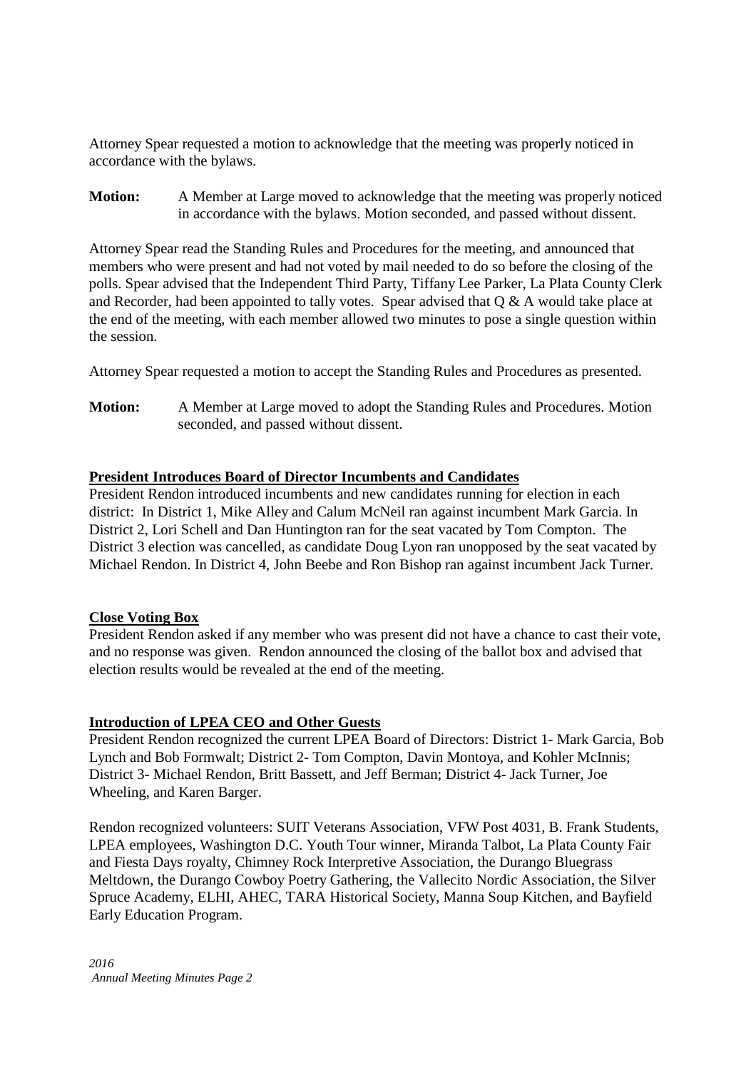Attorney Spear requested a motion to acknowledge that the meeting was properly noticed in accordance with the bylaws.

**Motion:** A Member at Large moved to acknowledge that the meeting was properly noticed in accordance with the bylaws. Motion seconded, and passed without dissent.

Attorney Spear read the Standing Rules and Procedures for the meeting, and announced that members who were present and had not voted by mail needed to do so before the closing of the polls. Spear advised that the Independent Third Party, Tiffany Lee Parker, La Plata County Clerk and Recorder, had been appointed to tally votes. Spear advised that Q & A would take place at the end of the meeting, with each member allowed two minutes to pose a single question within the session.

Attorney Spear requested a motion to accept the Standing Rules and Procedures as presented.

**Motion:** A Member at Large moved to adopt the Standing Rules and Procedures. Motion seconded, and passed without dissent.

## President Introduces Board of Director Incumbents and Candidates

President Rendon introduced incumbents and new candidates running for election in each district: In District 1, Mike Alley and Calum McNeil ran against incumbent Mark Garcia. In District 2, Lori Schell and Dan Huntington ran for the seat vacated by Tom Compton. The District 3 election was cancelled, as candidate Doug Lyon ran unopposed by the seat vacated by Michael Rendon. In District 4, John Beebe and Ron Bishop ran against incumbent Jack Turner.

## Close Voting Box

President Rendon asked if any member who was present did not have a chance to cast their vote, and no response was given. Rendon announced the closing of the ballot box and advised that election results would be revealed at the end of the meeting.

## Introduction of LPEA CEO and Other Guests

President Rendon recognized the current LPEA Board of Directors: District 1- Mark Garcia, Bob Lynch and Bob Formwalt; District 2- Tom Compton, Davin Montoya, and Kohler McInnis; District 3- Michael Rendon, Britt Bassett, and Jeff Berman; District 4- Jack Turner, Joe Wheeling, and Karen Barger.

Rendon recognized volunteers: SUIT Veterans Association, VFW Post 4031, B. Frank Students, LPEA employees, Washington D.C. Youth Tour winner, Miranda Talbot, La Plata County Fair and Fiesta Days royalty, Chimney Rock Interpretive Association, the Durango Bluegrass Meltdown, the Durango Cowboy Poetry Gathering, the Vallecito Nordic Association, the Silver Spruce Academy, ELHI, AHEC, TARA Historical Society, Manna Soup Kitchen, and Bayfield Early Education Program.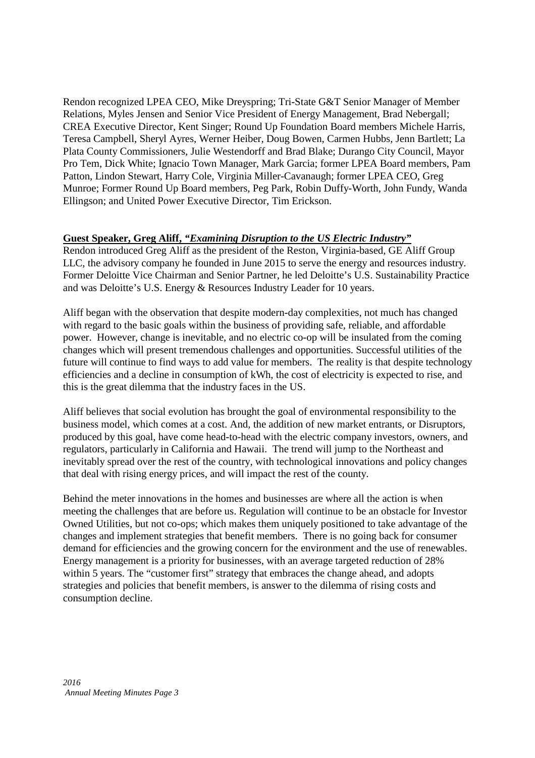Rendon recognized LPEA CEO, Mike Dreyspring; Tri-State G&T Senior Manager of Member Relations, Myles Jensen and Senior Vice President of Energy Management, Brad Nebergall; CREA Executive Director, Kent Singer; Round Up Foundation Board members Michele Harris, Teresa Campbell, Sheryl Ayres, Werner Heiber, Doug Bowen, Carmen Hubbs, Jenn Bartlett; La Plata County Commissioners, Julie Westendorff and Brad Blake; Durango City Council, Mayor Pro Tem, Dick White; Ignacio Town Manager, Mark Garcia; former LPEA Board members, Pam Patton, Lindon Stewart, Harry Cole, Virginia Miller-Cavanaugh; former LPEA CEO, Greg Munroe; Former Round Up Board members, Peg Park, Robin Duffy-Worth, John Fundy, Wanda Ellingson; and United Power Executive Director, Tim Erickson.

**Guest Speaker, Greg Aliff, "*Examining Disruption to the US Electric Industry*"**

Rendon introduced Greg Aliff as the president of the Reston, Virginia-based, GE Aliff Group LLC, the advisory company he founded in June 2015 to serve the energy and resources industry. Former Deloitte Vice Chairman and Senior Partner, he led Deloitte's U.S. Sustainability Practice and was Deloitte's U.S. Energy & Resources Industry Leader for 10 years.

Aliff began with the observation that despite modern-day complexities, not much has changed with regard to the basic goals within the business of providing safe, reliable, and affordable power. However, change is inevitable, and no electric co-op will be insulated from the coming changes which will present tremendous challenges and opportunities. Successful utilities of the future will continue to find ways to add value for members. The reality is that despite technology efficiencies and a decline in consumption of kWh, the cost of electricity is expected to rise, and this is the great dilemma that the industry faces in the US.

Aliff believes that social evolution has brought the goal of environmental responsibility to the business model, which comes at a cost. And, the addition of new market entrants, or Disruptors, produced by this goal, have come head-to-head with the electric company investors, owners, and regulators, particularly in California and Hawaii. The trend will jump to the Northeast and inevitably spread over the rest of the country, with technological innovations and policy changes that deal with rising energy prices, and will impact the rest of the county.

Behind the meter innovations in the homes and businesses are where all the action is when meeting the challenges that are before us. Regulation will continue to be an obstacle for Investor Owned Utilities, but not co-ops; which makes them uniquely positioned to take advantage of the changes and implement strategies that benefit members. There is no going back for consumer demand for efficiencies and the growing concern for the environment and the use of renewables. Energy management is a priority for businesses, with an average targeted reduction of 28% within 5 years. The "customer first" strategy that embraces the change ahead, and adopts strategies and policies that benefit members, is answer to the dilemma of rising costs and consumption decline.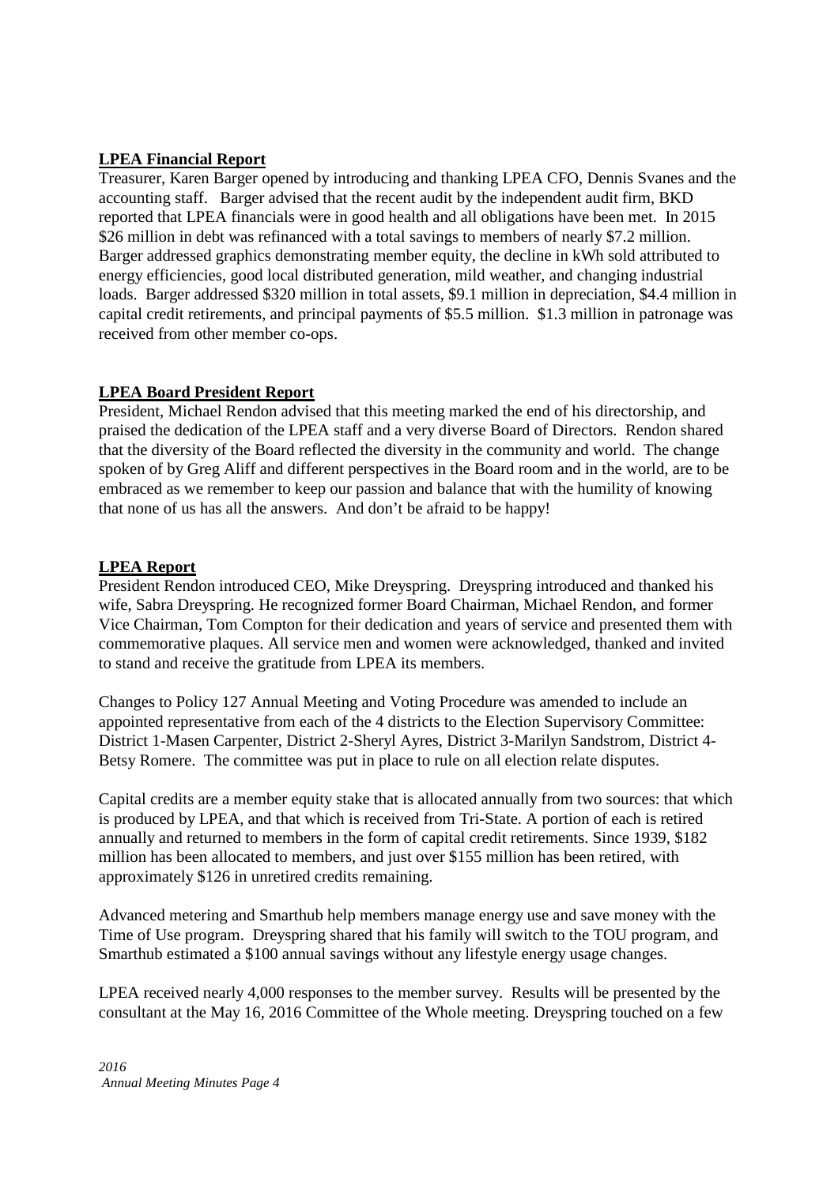**LPEA Financial Report**

Treasurer, Karen Barger opened by introducing and thanking LPEA CFO, Dennis Svanes and the accounting staff. Barger advised that the recent audit by the independent audit firm, BKD reported that LPEA financials were in good health and all obligations have been met. In 2015 $26 million in debt was refinanced with a total savings to members of nearly $7.2 million. Barger addressed graphics demonstrating member equity, the decline in kWh sold attributed to energy efficiencies, good local distributed generation, mild weather, and changing industrial loads. Barger addressed $320 million in total assets, $9.1 million in depreciation, $4.4 million in capital credit retirements, and principal payments of $5.5 million. $1.3 million in patronage was received from other member co-ops.

**LPEA Board President Report**

President, Michael Rendon advised that this meeting marked the end of his directorship, and praised the dedication of the LPEA staff and a very diverse Board of Directors. Rendon shared that the diversity of the Board reflected the diversity in the community and world. The change spoken of by Greg Aliff and different perspectives in the Board room and in the world, are to be embraced as we remember to keep our passion and balance that with the humility of knowing that none of us has all the answers. And don't be afraid to be happy!

**LPEA Report**

President Rendon introduced CEO, Mike Dreyspring. Dreyspring introduced and thanked his wife, Sabra Dreyspring. He recognized former Board Chairman, Michael Rendon, and former Vice Chairman, Tom Compton for their dedication and years of service and presented them with commemorative plaques. All service men and women were acknowledged, thanked and invited to stand and receive the gratitude from LPEA its members.

Changes to Policy 127 Annual Meeting and Voting Procedure was amended to include an appointed representative from each of the 4 districts to the Election Supervisory Committee: District 1-Masen Carpenter, District 2-Sheryl Ayres, District 3-Marilyn Sandstrom, District 4-Betsy Romere. The committee was put in place to rule on all election relate disputes.

Capital credits are a member equity stake that is allocated annually from two sources: that which is produced by LPEA, and that which is received from Tri-State. A portion of each is retired annually and returned to members in the form of capital credit retirements. Since 1939, $182 million has been allocated to members, and just over $155 million has been retired, with approximately $126 in unretired credits remaining.

Advanced metering and Smarthub help members manage energy use and save money with the Time of Use program. Dreyspring shared that his family will switch to the TOU program, and Smarthub estimated a $100 annual savings without any lifestyle energy usage changes.

LPEA received nearly 4,000 responses to the member survey. Results will be presented by the consultant at the May 16, 2016 Committee of the Whole meeting. Dreyspring touched on a few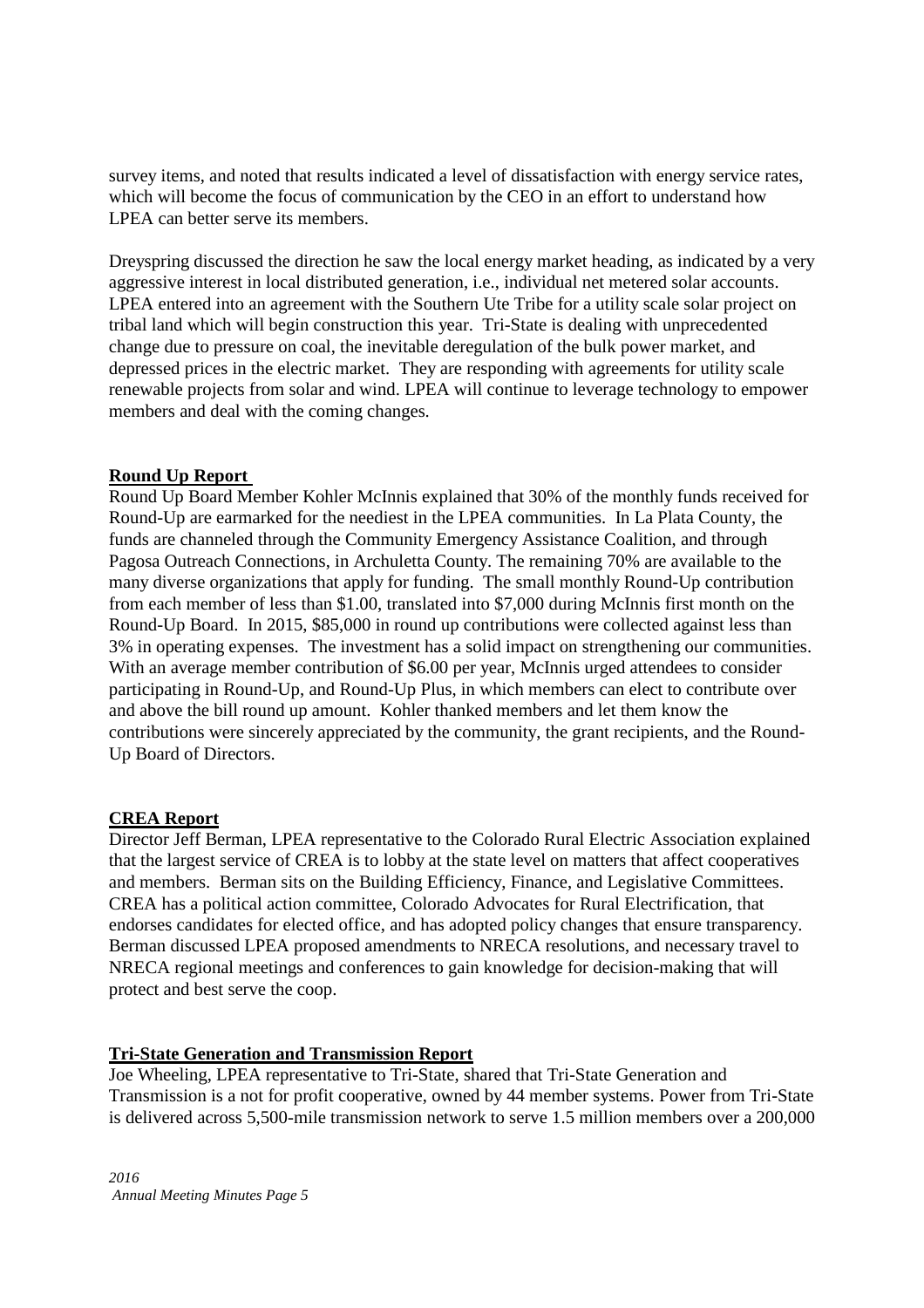survey items, and noted that results indicated a level of dissatisfaction with energy service rates, which will become the focus of communication by the CEO in an effort to understand how LPEA can better serve its members.

Dreyspring discussed the direction he saw the local energy market heading, as indicated by a very aggressive interest in local distributed generation, i.e., individual net metered solar accounts. LPEA entered into an agreement with the Southern Ute Tribe for a utility scale solar project on tribal land which will begin construction this year. Tri-State is dealing with unprecedented change due to pressure on coal, the inevitable deregulation of the bulk power market, and depressed prices in the electric market. They are responding with agreements for utility scale renewable projects from solar and wind. LPEA will continue to leverage technology to empower members and deal with the coming changes.

**Round Up Report**

Round Up Board Member Kohler McInnis explained that 30% of the monthly funds received for Round-Up are earmarked for the neediest in the LPEA communities. In La Plata County, the funds are channeled through the Community Emergency Assistance Coalition, and through Pagosa Outreach Connections, in Archuletta County. The remaining 70% are available to the many diverse organizations that apply for funding. The small monthly Round-Up contribution from each member of less than $1.00, translated into $7,000 during McInnis first month on the Round-Up Board. In 2015, $85,000 in round up contributions were collected against less than 3% in operating expenses. The investment has a solid impact on strengthening our communities. With an average member contribution of $6.00 per year, McInnis urged attendees to consider participating in Round-Up, and Round-Up Plus, in which members can elect to contribute over and above the bill round up amount. Kohler thanked members and let them know the contributions were sincerely appreciated by the community, the grant recipients, and the Round-Up Board of Directors.

**CREA Report**

Director Jeff Berman, LPEA representative to the Colorado Rural Electric Association explained that the largest service of CREA is to lobby at the state level on matters that affect cooperatives and members. Berman sits on the Building Efficiency, Finance, and Legislative Committees. CREA has a political action committee, Colorado Advocates for Rural Electrification, that endorses candidates for elected office, and has adopted policy changes that ensure transparency. Berman discussed LPEA proposed amendments to NRECA resolutions, and necessary travel to NRECA regional meetings and conferences to gain knowledge for decision-making that will protect and best serve the coop.

**Tri-State Generation and Transmission Report**

Joe Wheeling, LPEA representative to Tri-State, shared that Tri-State Generation and Transmission is a not for profit cooperative, owned by 44 member systems. Power from Tri-State is delivered across 5,500-mile transmission network to serve 1.5 million members over a 200,000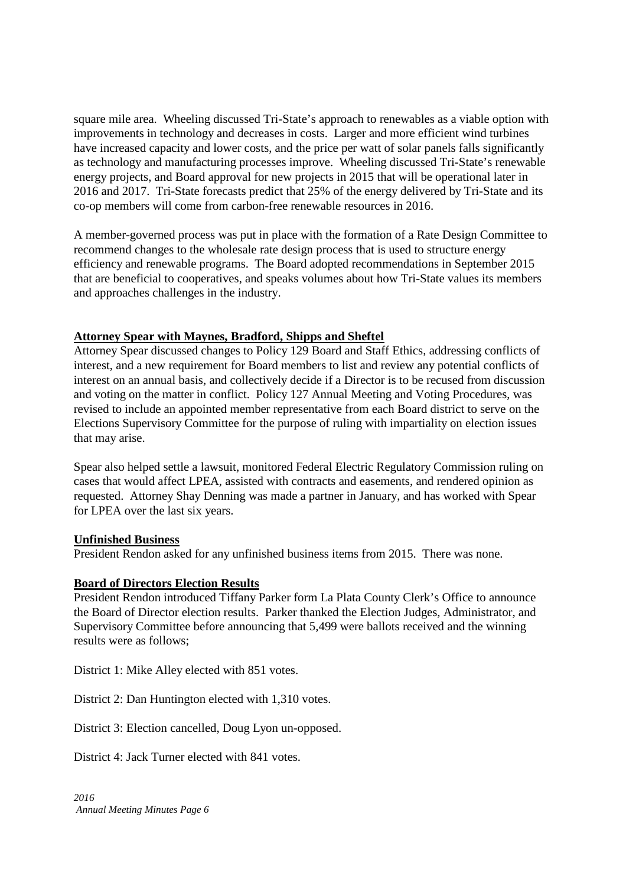square mile area. Wheeling discussed Tri-State's approach to renewables as a viable option with improvements in technology and decreases in costs. Larger and more efficient wind turbines have increased capacity and lower costs, and the price per watt of solar panels falls significantly as technology and manufacturing processes improve. Wheeling discussed Tri-State's renewable energy projects, and Board approval for new projects in 2015 that will be operational later in 2016 and 2017. Tri-State forecasts predict that 25% of the energy delivered by Tri-State and its co-op members will come from carbon-free renewable resources in 2016.

A member-governed process was put in place with the formation of a Rate Design Committee to recommend changes to the wholesale rate design process that is used to structure energy efficiency and renewable programs. The Board adopted recommendations in September 2015 that are beneficial to cooperatives, and speaks volumes about how Tri-State values its members and approaches challenges in the industry.

**Attorney Spear with Maynes, Bradford, Shipps and Sheftel**

Attorney Spear discussed changes to Policy 129 Board and Staff Ethics, addressing conflicts of interest, and a new requirement for Board members to list and review any potential conflicts of interest on an annual basis, and collectively decide if a Director is to be recused from discussion and voting on the matter in conflict. Policy 127 Annual Meeting and Voting Procedures, was revised to include an appointed member representative from each Board district to serve on the Elections Supervisory Committee for the purpose of ruling with impartiality on election issues that may arise.

Spear also helped settle a lawsuit, monitored Federal Electric Regulatory Commission ruling on cases that would affect LPEA, assisted with contracts and easements, and rendered opinion as requested. Attorney Shay Denning was made a partner in January, and has worked with Spear for LPEA over the last six years.

**Unfinished Business**

President Rendon asked for any unfinished business items from 2015. There was none.

**Board of Directors Election Results**

President Rendon introduced Tiffany Parker form La Plata County Clerk's Office to announce the Board of Director election results. Parker thanked the Election Judges, Administrator, and Supervisory Committee before announcing that 5,499 were ballots received and the winning results were as follows;

District 1: Mike Alley elected with 851 votes.

District 2: Dan Huntington elected with 1,310 votes.

District 3: Election cancelled, Doug Lyon un-opposed.

District 4: Jack Turner elected with 841 votes.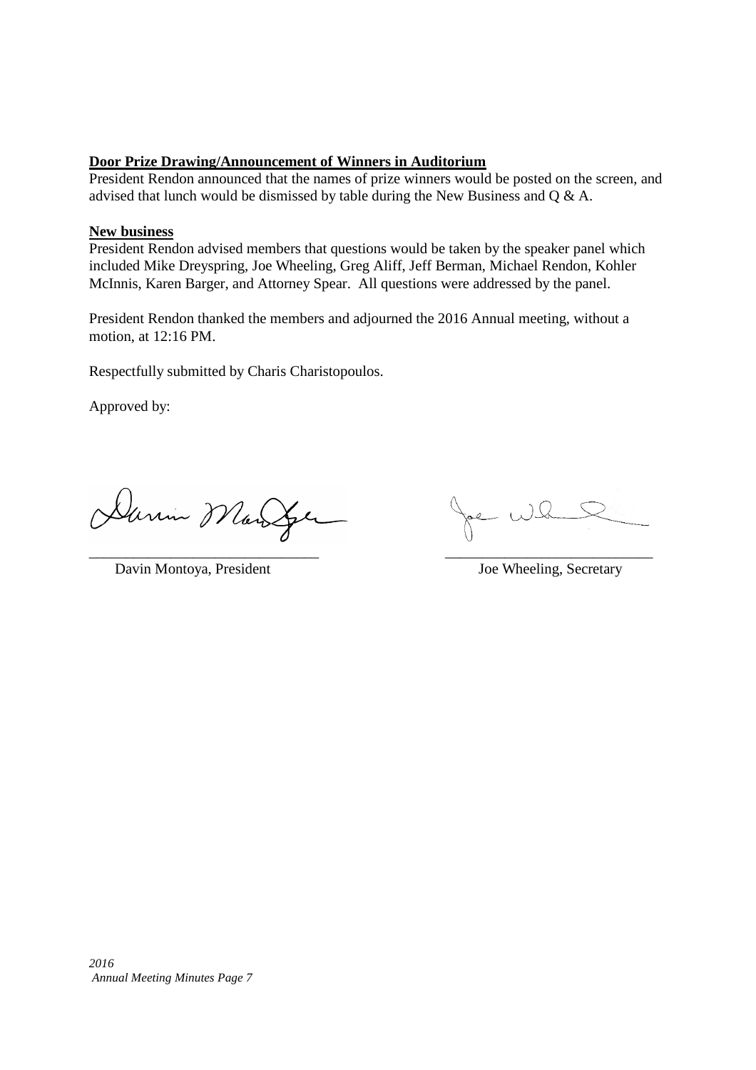**Door Prize Drawing/Announcement of Winners in Auditorium**

President Rendon announced that the names of prize winners would be posted on the screen, and advised that lunch would be dismissed by table during the New Business and Q & A.

**New business**

President Rendon advised members that questions would be taken by the speaker panel which included Mike Dreyspring, Joe Wheeling, Greg Aliff, Jeff Berman, Michael Rendon, Kohler McInnis, Karen Barger, and Attorney Spear. All questions were addressed by the panel.

President Rendon thanked the members and adjourned the 2016 Annual meeting, without a motion, at 12:16 PM.

Respectfully submitted by Charis Charistopoulos.

Approved by:

_______________________________ Davin Montoya, President

_______________________________ Joe Wheeling, Secretary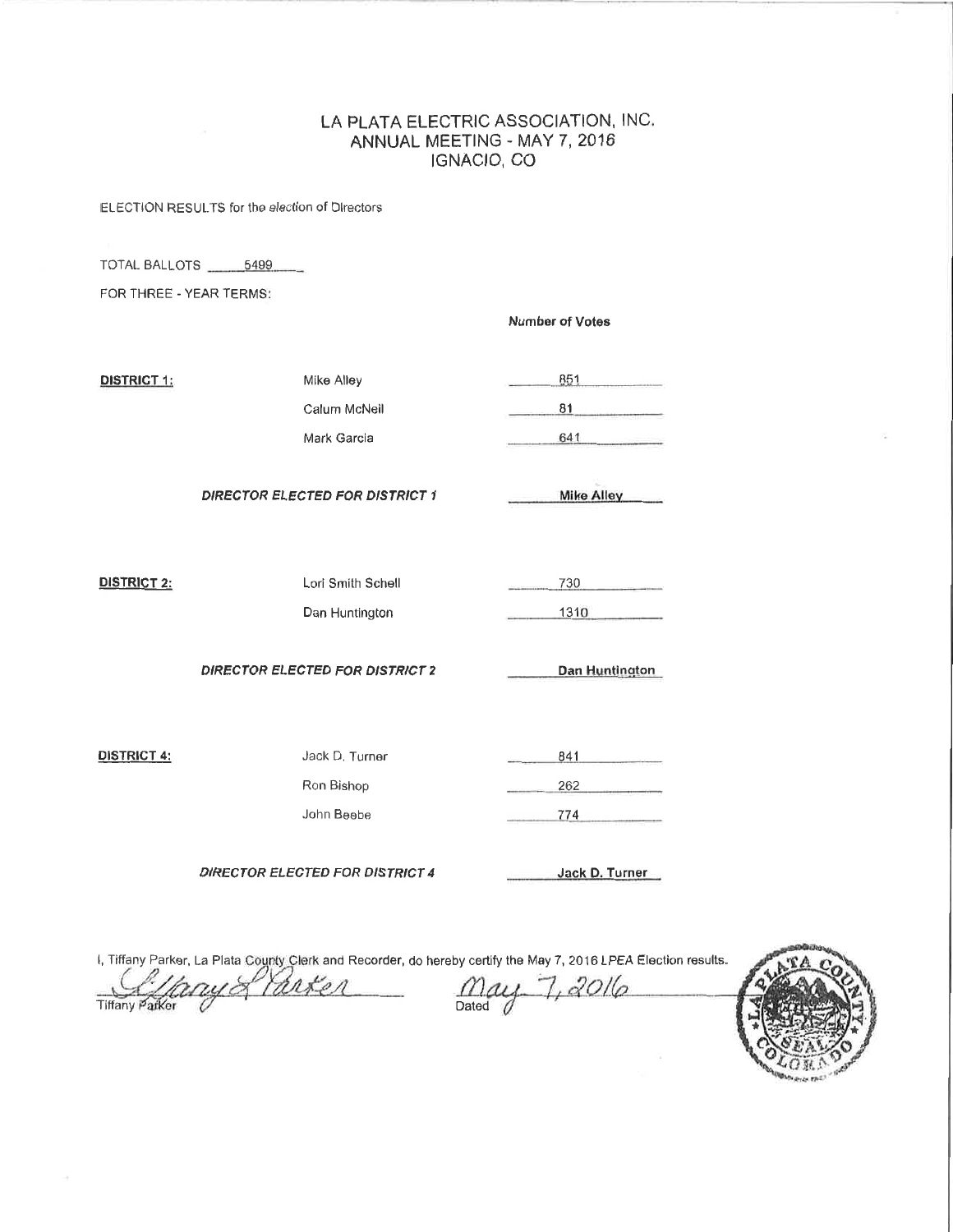# LA PLATA ELECTRIC ASSOCIATION, INC.
## ANNUAL MEETING - MAY 7, 2016
## IGNACIO, CO

ELECTION RESULTS for the election of Directors

TOTAL BALLOTS 5499

FOR THREE - YEAR TERMS:

| | | Number of Votes |
|---|---|---|
| **DISTRICT 1:** | Mike Alley | 851 |
| | Calum McNeil | 81 |
| | Mark Garcia | 641 |
| | ***DIRECTOR ELECTED FOR DISTRICT 1*** | **Mike Alley** |
| **DISTRICT 2:** | Lori Smith Schell | 730 |
| | Dan Huntington | 1310 |
| | ***DIRECTOR ELECTED FOR DISTRICT 2*** | **Dan Huntington** |
| **DISTRICT 4:** | Jack D. Turner | 841 |
| | Ron Bishop | 262 |
| | John Beebe | 774 |
| | ***DIRECTOR ELECTED FOR DISTRICT 4*** | **Jack D. Turner** |

I, Tiffany Parker, La Plata County Clerk and Recorder, do hereby certify the May 7, 2016 LPEA Election results.

Tiffany L Parker
Tiffany Parker

May 7, 2016
Dated

LA PLATA COUNTY SEAL COLORADO